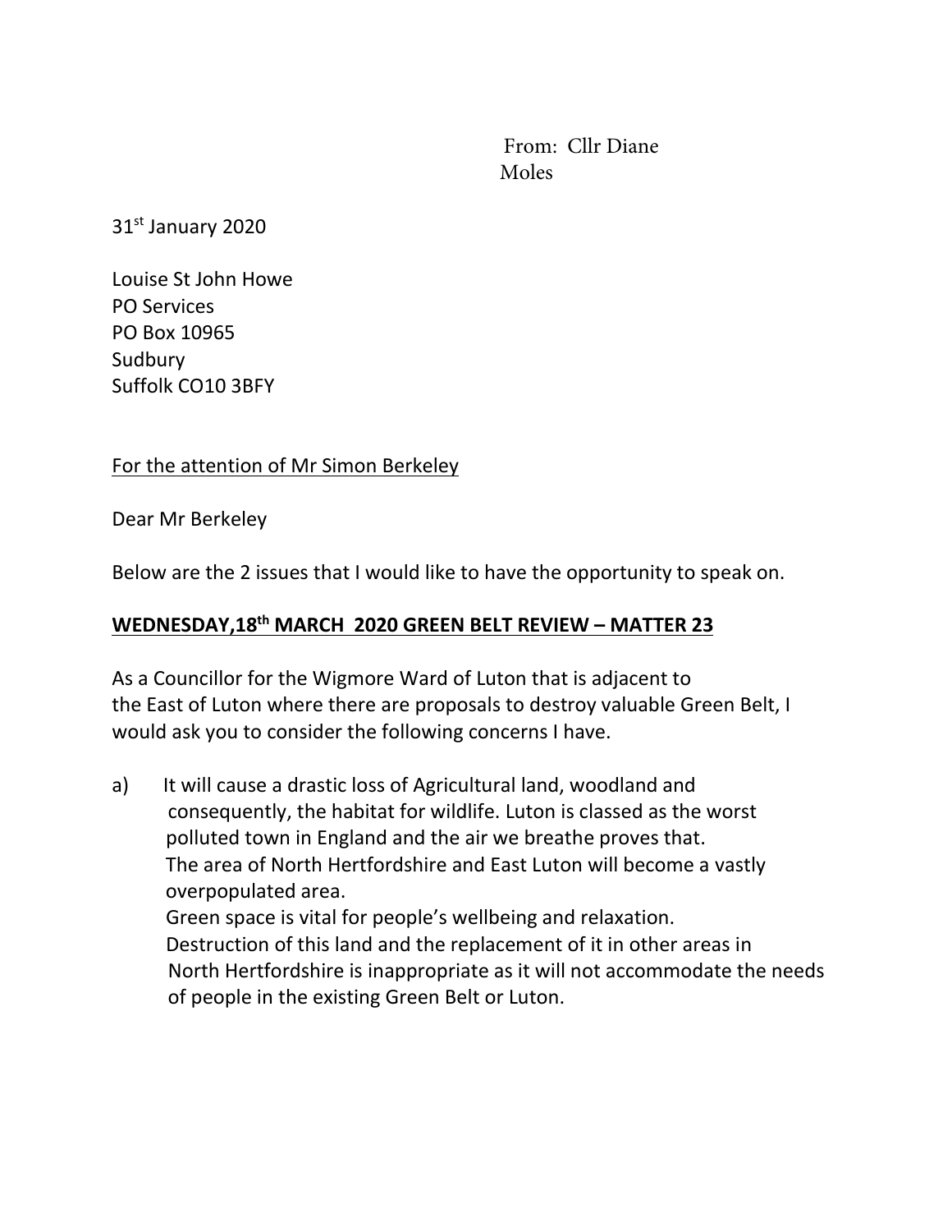From: Cllr Diane Moles

31st January 2020

Louise St John Howe
PO Services
PO Box 10965
Sudbury
Suffolk CO10 3BFY

For the attention of Mr Simon Berkeley

Dear Mr Berkeley

Below are the 2 issues that I would like to have the opportunity to speak on.

**WEDNESDAY,18th MARCH 2020 GREEN BELT REVIEW – MATTER 23**

As a Councillor for the Wigmore Ward of Luton that is adjacent to the East of Luton where there are proposals to destroy valuable Green Belt, I would ask you to consider the following concerns I have.

a) It will cause a drastic loss of Agricultural land, woodland and consequently, the habitat for wildlife. Luton is classed as the worst polluted town in England and the air we breathe proves that.
The area of North Hertfordshire and East Luton will become a vastly overpopulated area.
Green space is vital for people's wellbeing and relaxation.
Destruction of this land and the replacement of it in other areas in North Hertfordshire is inappropriate as it will not accommodate the needs of people in the existing Green Belt or Luton.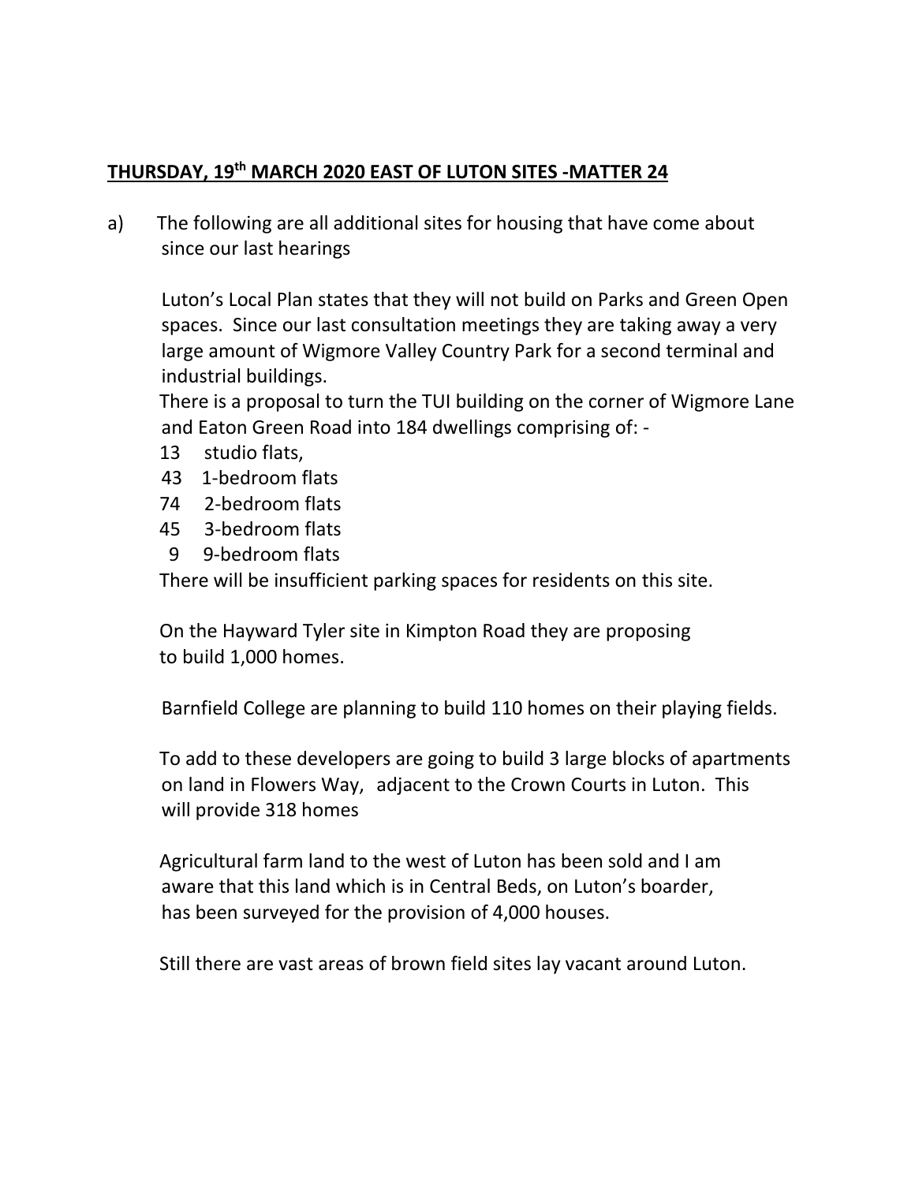**THURSDAY, 19th MARCH 2020 EAST OF LUTON SITES -MATTER 24**

a) The following are all additional sites for housing that have come about since our last hearings

Luton's Local Plan states that they will not build on Parks and Green Open spaces. Since our last consultation meetings they are taking away a very large amount of Wigmore Valley Country Park for a second terminal and industrial buildings.

There is a proposal to turn the TUI building on the corner of Wigmore Lane and Eaton Green Road into 184 dwellings comprising of: -

- 13 studio flats,
- 43 1-bedroom flats
- 74 2-bedroom flats
- 45 3-bedroom flats
- 9 9-bedroom flats

There will be insufficient parking spaces for residents on this site.

On the Hayward Tyler site in Kimpton Road they are proposing to build 1,000 homes.

Barnfield College are planning to build 110 homes on their playing fields.

To add to these developers are going to build 3 large blocks of apartments on land in Flowers Way, adjacent to the Crown Courts in Luton. This will provide 318 homes

Agricultural farm land to the west of Luton has been sold and I am aware that this land which is in Central Beds, on Luton's boarder, has been surveyed for the provision of 4,000 houses.

Still there are vast areas of brown field sites lay vacant around Luton.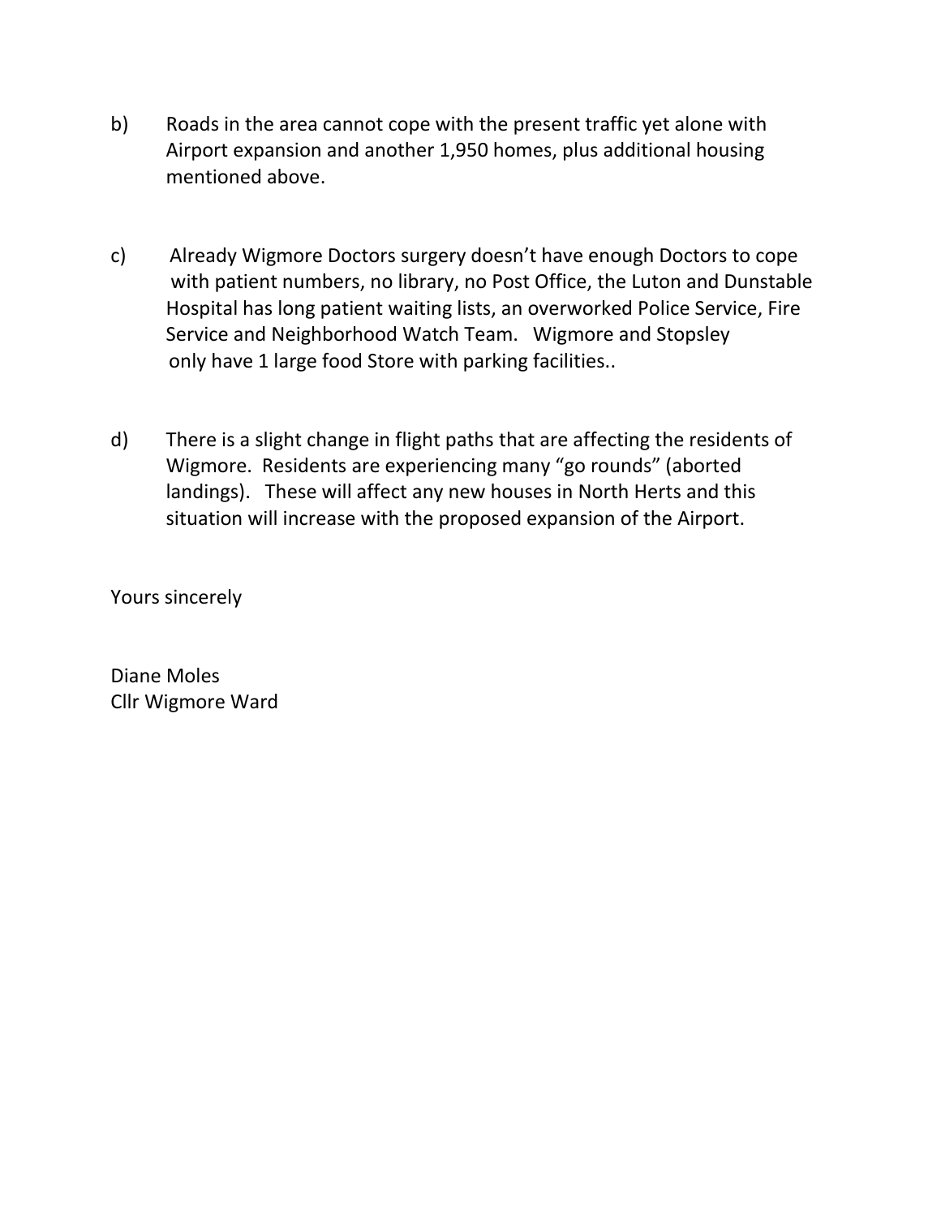b) Roads in the area cannot cope with the present traffic yet alone with Airport expansion and another 1,950 homes, plus additional housing mentioned above.

c) Already Wigmore Doctors surgery doesn't have enough Doctors to cope with patient numbers, no library, no Post Office, the Luton and Dunstable Hospital has long patient waiting lists, an overworked Police Service, Fire Service and Neighborhood Watch Team. Wigmore and Stopsley only have 1 large food Store with parking facilities..

d) There is a slight change in flight paths that are affecting the residents of Wigmore. Residents are experiencing many "go rounds" (aborted landings). These will affect any new houses in North Herts and this situation will increase with the proposed expansion of the Airport.

Yours sincerely

Diane Moles
Cllr Wigmore Ward